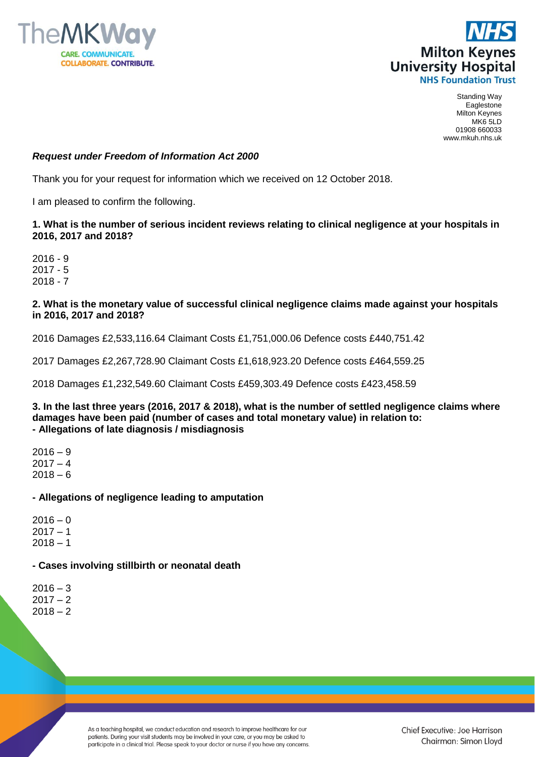The MK Way
CARE. COMMUNICATE. COLLABORATE. CONTRIBUTE.

NHS
Milton Keynes University Hospital
NHS Foundation Trust

Standing Way
Eaglestone
Milton Keynes
MK6 5LD
01908 660033
www.mkuh.nhs.uk

***Request under Freedom of Information Act 2000***

Thank you for your request for information which we received on 12 October 2018.

I am pleased to confirm the following.

**1. What is the number of serious incident reviews relating to clinical negligence at your hospitals in 2016, 2017 and 2018?**

2016 - 9
2017 - 5
2018 - 7

**2. What is the monetary value of successful clinical negligence claims made against your hospitals in 2016, 2017 and 2018?**

2016 Damages £2,533,116.64 Claimant Costs £1,751,000.06 Defence costs £440,751.42

2017 Damages £2,267,728.90 Claimant Costs £1,618,923.20 Defence costs £464,559.25

2018 Damages £1,232,549.60 Claimant Costs £459,303.49 Defence costs £423,458.59

**3. In the last three years (2016, 2017 & 2018), what is the number of settled negligence claims where damages have been paid (number of cases and total monetary value) in relation to:**
**- Allegations of late diagnosis / misdiagnosis**

2016 – 9
2017 – 4
2018 – 6

**- Allegations of negligence leading to amputation**

2016 – 0
2017 – 1
2018 – 1

**- Cases involving stillbirth or neonatal death**

2016 – 3
2017 – 2
2018 – 2

As a teaching hospital, we conduct education and research to improve healthcare for our patients. During your visit students may be involved in your care, or you may be asked to participate in a clinical trial. Please speak to your doctor or nurse if you have any concerns.

Chief Executive: Joe Harrison
Chairman: Simon Lloyd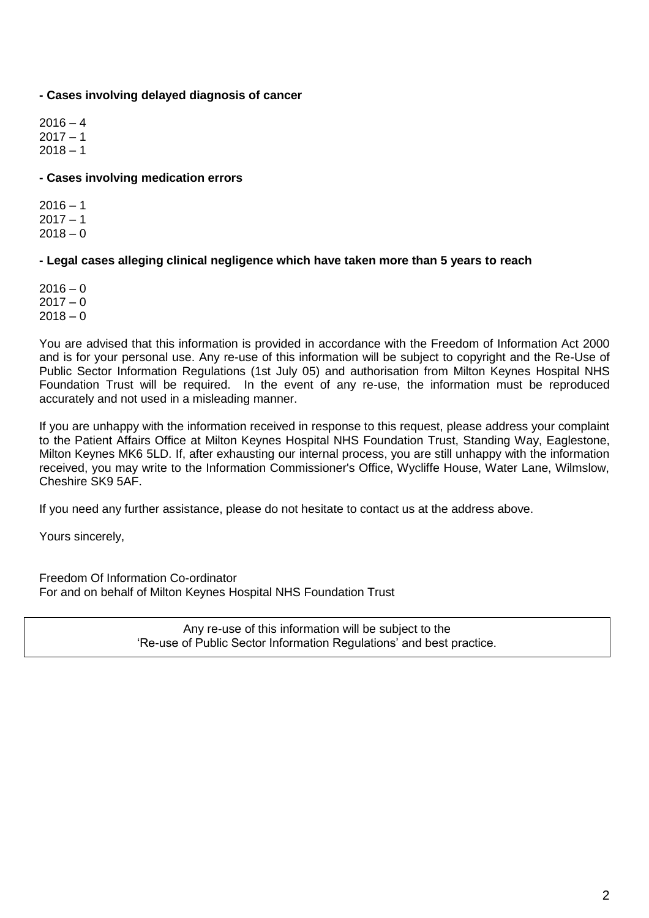**- Cases involving delayed diagnosis of cancer**

2016 – 4
2017 – 1
2018 – 1

**- Cases involving medication errors**

2016 – 1
2017 – 1
2018 – 0

**- Legal cases alleging clinical negligence which have taken more than 5 years to reach**

2016 – 0
2017 – 0
2018 – 0

You are advised that this information is provided in accordance with the Freedom of Information Act 2000 and is for your personal use. Any re-use of this information will be subject to copyright and the Re-Use of Public Sector Information Regulations (1st July 05) and authorisation from Milton Keynes Hospital NHS Foundation Trust will be required. In the event of any re-use, the information must be reproduced accurately and not used in a misleading manner.

If you are unhappy with the information received in response to this request, please address your complaint to the Patient Affairs Office at Milton Keynes Hospital NHS Foundation Trust, Standing Way, Eaglestone, Milton Keynes MK6 5LD. If, after exhausting our internal process, you are still unhappy with the information received, you may write to the Information Commissioner's Office, Wycliffe House, Water Lane, Wilmslow, Cheshire SK9 5AF.

If you need any further assistance, please do not hesitate to contact us at the address above.

Yours sincerely,

Freedom Of Information Co-ordinator
For and on behalf of Milton Keynes Hospital NHS Foundation Trust

Any re-use of this information will be subject to the
'Re-use of Public Sector Information Regulations' and best practice.